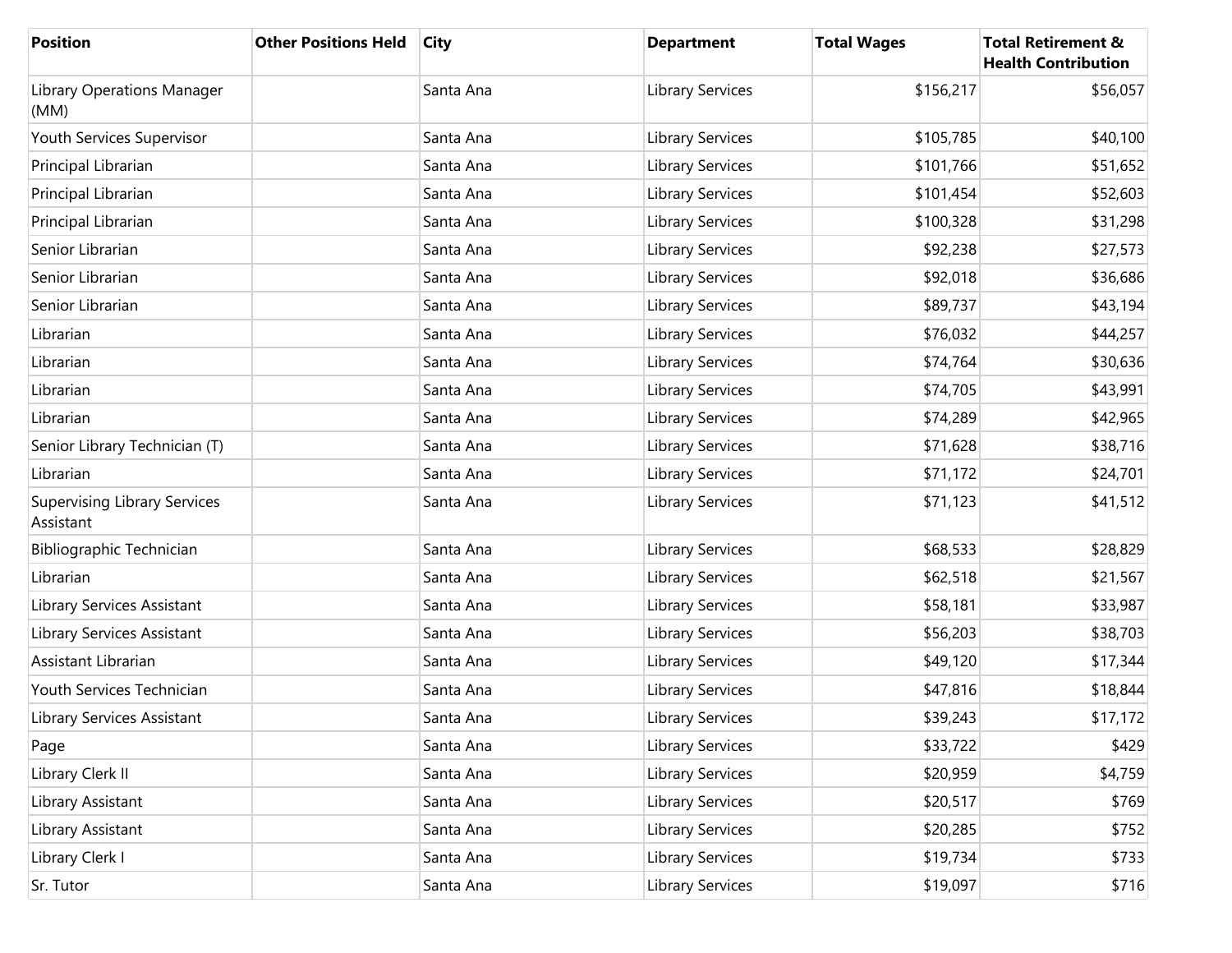| Position | Other Positions Held | City | Department | Total Wages | Total Retirement & Health Contribution |
|---|---|---|---|---|---|
| Library Operations Manager (MM) | | Santa Ana | Library Services | $156,217 | $56,057 |
| Youth Services Supervisor | | Santa Ana | Library Services | $105,785 | $40,100 |
| Principal Librarian | | Santa Ana | Library Services | $101,766 | $51,652 |
| Principal Librarian | | Santa Ana | Library Services | $101,454 | $52,603 |
| Principal Librarian | | Santa Ana | Library Services | $100,328 | $31,298 |
| Senior Librarian | | Santa Ana | Library Services | $92,238 | $27,573 |
| Senior Librarian | | Santa Ana | Library Services | $92,018 | $36,686 |
| Senior Librarian | | Santa Ana | Library Services | $89,737 | $43,194 |
| Librarian | | Santa Ana | Library Services | $76,032 | $44,257 |
| Librarian | | Santa Ana | Library Services | $74,764 | $30,636 |
| Librarian | | Santa Ana | Library Services | $74,705 | $43,991 |
| Librarian | | Santa Ana | Library Services | $74,289 | $42,965 |
| Senior Library Technician (T) | | Santa Ana | Library Services | $71,628 | $38,716 |
| Librarian | | Santa Ana | Library Services | $71,172 | $24,701 |
| Supervising Library Services Assistant | | Santa Ana | Library Services | $71,123 | $41,512 |
| Bibliographic Technician | | Santa Ana | Library Services | $68,533 | $28,829 |
| Librarian | | Santa Ana | Library Services | $62,518 | $21,567 |
| Library Services Assistant | | Santa Ana | Library Services | $58,181 | $33,987 |
| Library Services Assistant | | Santa Ana | Library Services | $56,203 | $38,703 |
| Assistant Librarian | | Santa Ana | Library Services | $49,120 | $17,344 |
| Youth Services Technician | | Santa Ana | Library Services | $47,816 | $18,844 |
| Library Services Assistant | | Santa Ana | Library Services | $39,243 | $17,172 |
| Page | | Santa Ana | Library Services | $33,722 | $429 |
| Library Clerk II | | Santa Ana | Library Services | $20,959 | $4,759 |
| Library Assistant | | Santa Ana | Library Services | $20,517 | $769 |
| Library Assistant | | Santa Ana | Library Services | $20,285 | $752 |
| Library Clerk I | | Santa Ana | Library Services | $19,734 | $733 |
| Sr. Tutor | | Santa Ana | Library Services | $19,097 | $716 |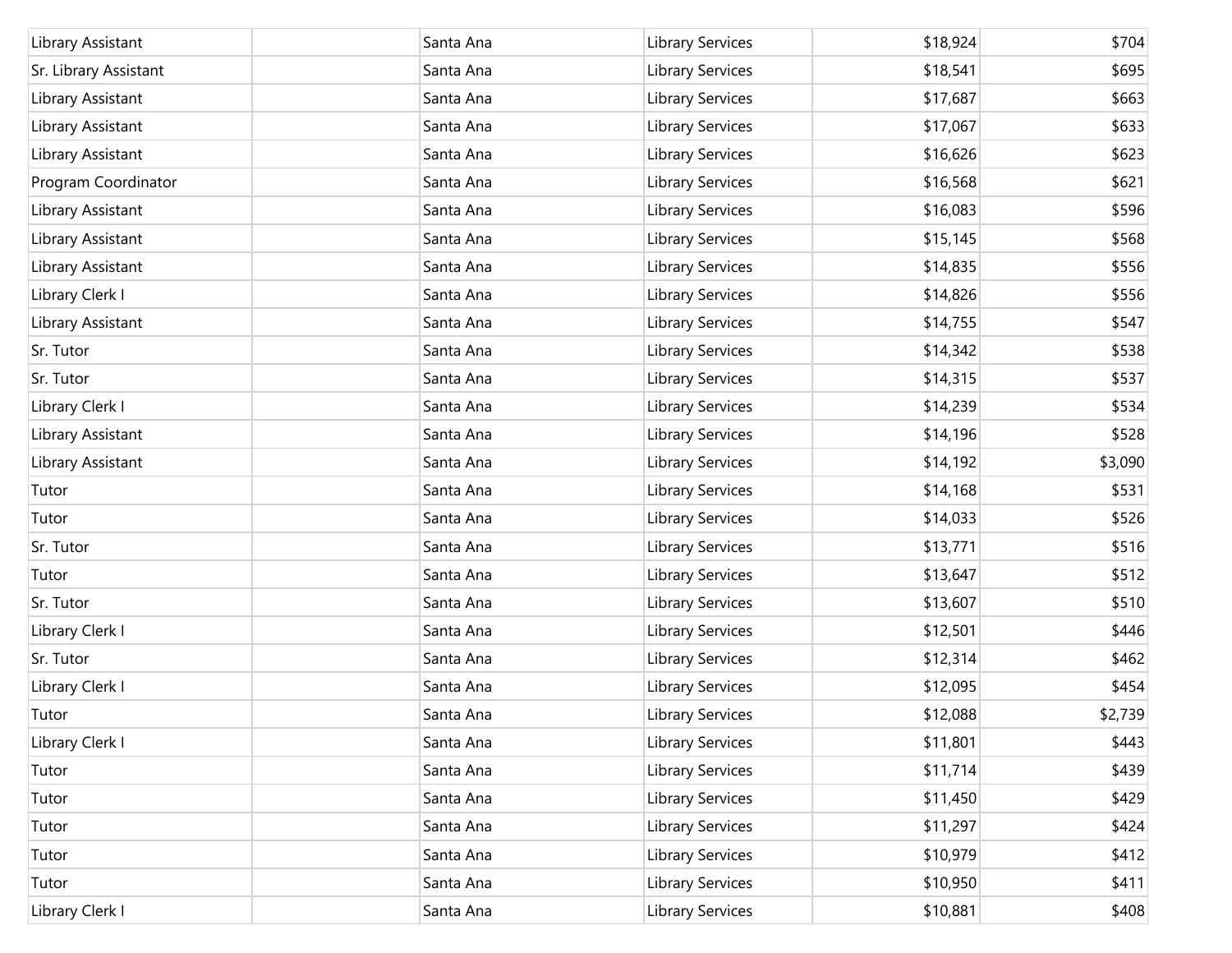| | | | | | |
|---|---|---|---|---|---|
| Library Assistant | | Santa Ana | Library Services | $18,924 | $704 |
| Sr. Library Assistant | | Santa Ana | Library Services | $18,541 | $695 |
| Library Assistant | | Santa Ana | Library Services | $17,687 | $663 |
| Library Assistant | | Santa Ana | Library Services | $17,067 | $633 |
| Library Assistant | | Santa Ana | Library Services | $16,626 | $623 |
| Program Coordinator | | Santa Ana | Library Services | $16,568 | $621 |
| Library Assistant | | Santa Ana | Library Services | $16,083 | $596 |
| Library Assistant | | Santa Ana | Library Services | $15,145 | $568 |
| Library Assistant | | Santa Ana | Library Services | $14,835 | $556 |
| Library Clerk I | | Santa Ana | Library Services | $14,826 | $556 |
| Library Assistant | | Santa Ana | Library Services | $14,755 | $547 |
| Sr. Tutor | | Santa Ana | Library Services | $14,342 | $538 |
| Sr. Tutor | | Santa Ana | Library Services | $14,315 | $537 |
| Library Clerk I | | Santa Ana | Library Services | $14,239 | $534 |
| Library Assistant | | Santa Ana | Library Services | $14,196 | $528 |
| Library Assistant | | Santa Ana | Library Services | $14,192 | $3,090 |
| Tutor | | Santa Ana | Library Services | $14,168 | $531 |
| Tutor | | Santa Ana | Library Services | $14,033 | $526 |
| Sr. Tutor | | Santa Ana | Library Services | $13,771 | $516 |
| Tutor | | Santa Ana | Library Services | $13,647 | $512 |
| Sr. Tutor | | Santa Ana | Library Services | $13,607 | $510 |
| Library Clerk I | | Santa Ana | Library Services | $12,501 | $446 |
| Sr. Tutor | | Santa Ana | Library Services | $12,314 | $462 |
| Library Clerk I | | Santa Ana | Library Services | $12,095 | $454 |
| Tutor | | Santa Ana | Library Services | $12,088 | $2,739 |
| Library Clerk I | | Santa Ana | Library Services | $11,801 | $443 |
| Tutor | | Santa Ana | Library Services | $11,714 | $439 |
| Tutor | | Santa Ana | Library Services | $11,450 | $429 |
| Tutor | | Santa Ana | Library Services | $11,297 | $424 |
| Tutor | | Santa Ana | Library Services | $10,979 | $412 |
| Tutor | | Santa Ana | Library Services | $10,950 | $411 |
| Library Clerk I | | Santa Ana | Library Services | $10,881 | $408 |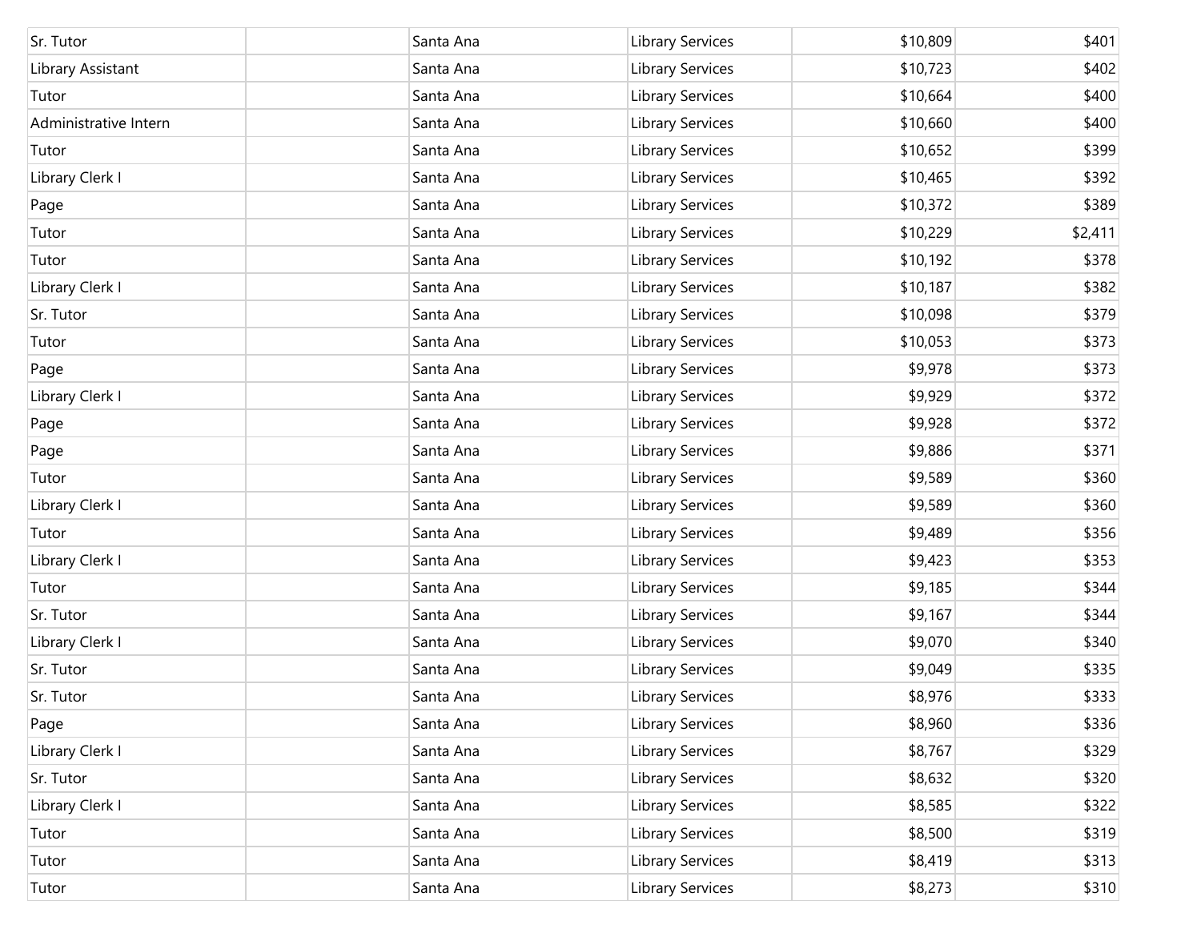| | | | | | |
|---|---|---|---|---|---|
| Sr. Tutor | | Santa Ana | Library Services | $10,809 | $401 |
| Library Assistant | | Santa Ana | Library Services | $10,723 | $402 |
| Tutor | | Santa Ana | Library Services | $10,664 | $400 |
| Administrative Intern | | Santa Ana | Library Services | $10,660 | $400 |
| Tutor | | Santa Ana | Library Services | $10,652 | $399 |
| Library Clerk I | | Santa Ana | Library Services | $10,465 | $392 |
| Page | | Santa Ana | Library Services | $10,372 | $389 |
| Tutor | | Santa Ana | Library Services | $10,229 | $2,411 |
| Tutor | | Santa Ana | Library Services | $10,192 | $378 |
| Library Clerk I | | Santa Ana | Library Services | $10,187 | $382 |
| Sr. Tutor | | Santa Ana | Library Services | $10,098 | $379 |
| Tutor | | Santa Ana | Library Services | $10,053 | $373 |
| Page | | Santa Ana | Library Services | $9,978 | $373 |
| Library Clerk I | | Santa Ana | Library Services | $9,929 | $372 |
| Page | | Santa Ana | Library Services | $9,928 | $372 |
| Page | | Santa Ana | Library Services | $9,886 | $371 |
| Tutor | | Santa Ana | Library Services | $9,589 | $360 |
| Library Clerk I | | Santa Ana | Library Services | $9,589 | $360 |
| Tutor | | Santa Ana | Library Services | $9,489 | $356 |
| Library Clerk I | | Santa Ana | Library Services | $9,423 | $353 |
| Tutor | | Santa Ana | Library Services | $9,185 | $344 |
| Sr. Tutor | | Santa Ana | Library Services | $9,167 | $344 |
| Library Clerk I | | Santa Ana | Library Services | $9,070 | $340 |
| Sr. Tutor | | Santa Ana | Library Services | $9,049 | $335 |
| Sr. Tutor | | Santa Ana | Library Services | $8,976 | $333 |
| Page | | Santa Ana | Library Services | $8,960 | $336 |
| Library Clerk I | | Santa Ana | Library Services | $8,767 | $329 |
| Sr. Tutor | | Santa Ana | Library Services | $8,632 | $320 |
| Library Clerk I | | Santa Ana | Library Services | $8,585 | $322 |
| Tutor | | Santa Ana | Library Services | $8,500 | $319 |
| Tutor | | Santa Ana | Library Services | $8,419 | $313 |
| Tutor | | Santa Ana | Library Services | $8,273 | $310 |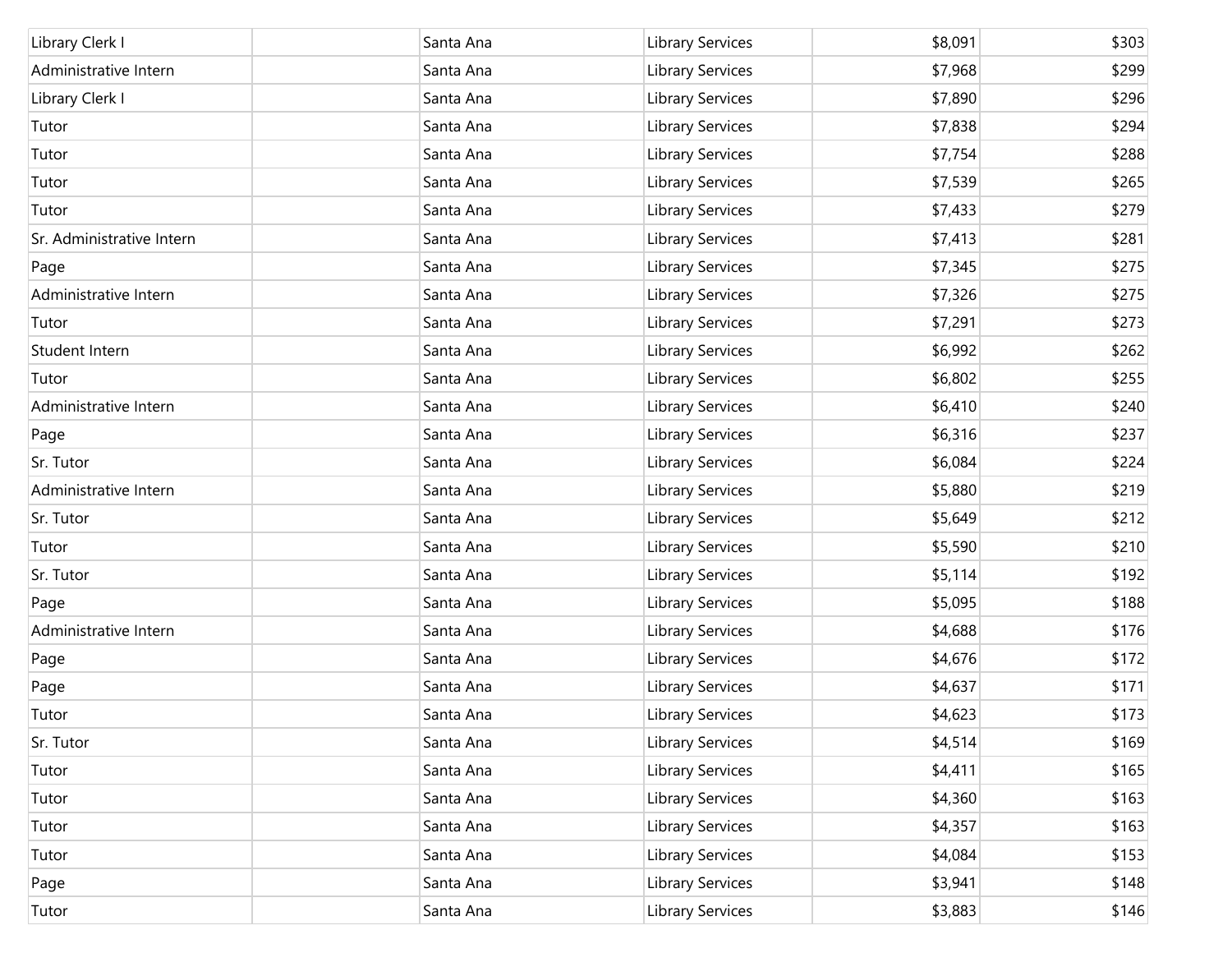| | | | | | |
|---|---|---|---|---|---|
| Library Clerk I | | Santa Ana | Library Services | $8,091 | $303 |
| Administrative Intern | | Santa Ana | Library Services | $7,968 | $299 |
| Library Clerk I | | Santa Ana | Library Services | $7,890 | $296 |
| Tutor | | Santa Ana | Library Services | $7,838 | $294 |
| Tutor | | Santa Ana | Library Services | $7,754 | $288 |
| Tutor | | Santa Ana | Library Services | $7,539 | $265 |
| Tutor | | Santa Ana | Library Services | $7,433 | $279 |
| Sr. Administrative Intern | | Santa Ana | Library Services | $7,413 | $281 |
| Page | | Santa Ana | Library Services | $7,345 | $275 |
| Administrative Intern | | Santa Ana | Library Services | $7,326 | $275 |
| Tutor | | Santa Ana | Library Services | $7,291 | $273 |
| Student Intern | | Santa Ana | Library Services | $6,992 | $262 |
| Tutor | | Santa Ana | Library Services | $6,802 | $255 |
| Administrative Intern | | Santa Ana | Library Services | $6,410 | $240 |
| Page | | Santa Ana | Library Services | $6,316 | $237 |
| Sr. Tutor | | Santa Ana | Library Services | $6,084 | $224 |
| Administrative Intern | | Santa Ana | Library Services | $5,880 | $219 |
| Sr. Tutor | | Santa Ana | Library Services | $5,649 | $212 |
| Tutor | | Santa Ana | Library Services | $5,590 | $210 |
| Sr. Tutor | | Santa Ana | Library Services | $5,114 | $192 |
| Page | | Santa Ana | Library Services | $5,095 | $188 |
| Administrative Intern | | Santa Ana | Library Services | $4,688 | $176 |
| Page | | Santa Ana | Library Services | $4,676 | $172 |
| Page | | Santa Ana | Library Services | $4,637 | $171 |
| Tutor | | Santa Ana | Library Services | $4,623 | $173 |
| Sr. Tutor | | Santa Ana | Library Services | $4,514 | $169 |
| Tutor | | Santa Ana | Library Services | $4,411 | $165 |
| Tutor | | Santa Ana | Library Services | $4,360 | $163 |
| Tutor | | Santa Ana | Library Services | $4,357 | $163 |
| Tutor | | Santa Ana | Library Services | $4,084 | $153 |
| Page | | Santa Ana | Library Services | $3,941 | $148 |
| Tutor | | Santa Ana | Library Services | $3,883 | $146 |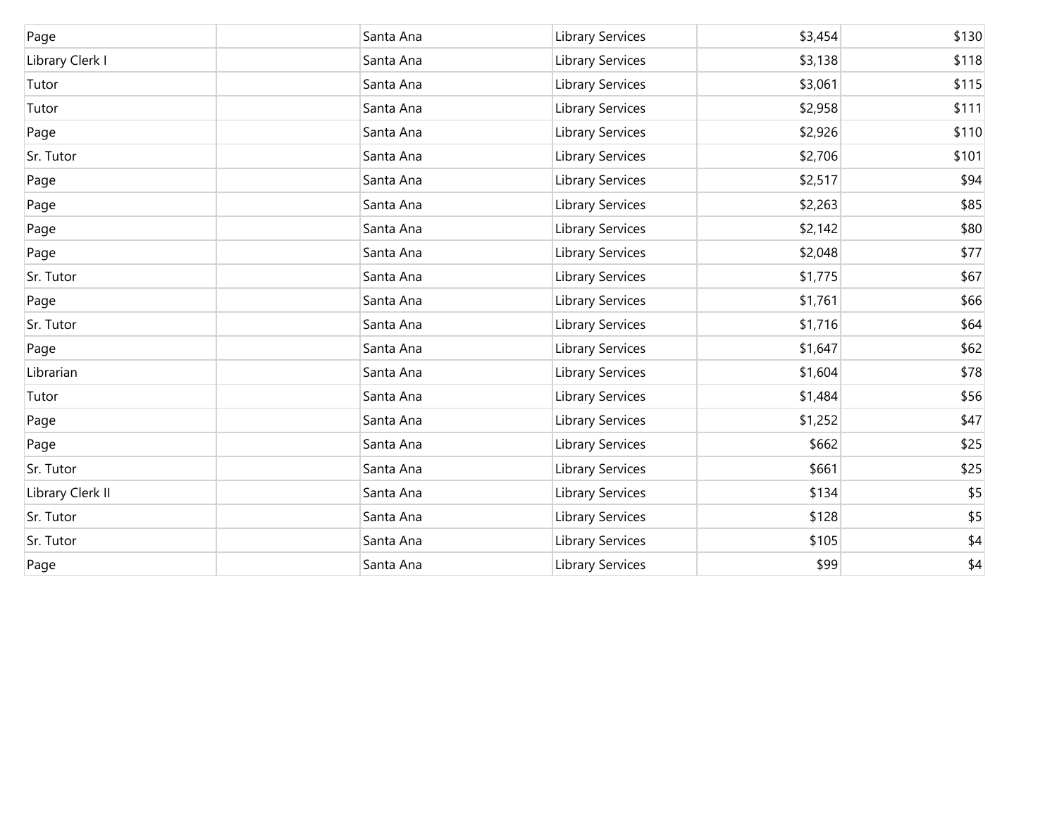| | | | | | |
|---|---|---|---|---|---|
| Page | | Santa Ana | Library Services | $3,454 | $130 |
| Library Clerk I | | Santa Ana | Library Services | $3,138 | $118 |
| Tutor | | Santa Ana | Library Services | $3,061 | $115 |
| Tutor | | Santa Ana | Library Services | $2,958 | $111 |
| Page | | Santa Ana | Library Services | $2,926 | $110 |
| Sr. Tutor | | Santa Ana | Library Services | $2,706 | $101 |
| Page | | Santa Ana | Library Services | $2,517 | $94 |
| Page | | Santa Ana | Library Services | $2,263 | $85 |
| Page | | Santa Ana | Library Services | $2,142 | $80 |
| Page | | Santa Ana | Library Services | $2,048 | $77 |
| Sr. Tutor | | Santa Ana | Library Services | $1,775 | $67 |
| Page | | Santa Ana | Library Services | $1,761 | $66 |
| Sr. Tutor | | Santa Ana | Library Services | $1,716 | $64 |
| Page | | Santa Ana | Library Services | $1,647 | $62 |
| Librarian | | Santa Ana | Library Services | $1,604 | $78 |
| Tutor | | Santa Ana | Library Services | $1,484 | $56 |
| Page | | Santa Ana | Library Services | $1,252 | $47 |
| Page | | Santa Ana | Library Services | $662 | $25 |
| Sr. Tutor | | Santa Ana | Library Services | $661 | $25 |
| Library Clerk II | | Santa Ana | Library Services | $134 | $5 |
| Sr. Tutor | | Santa Ana | Library Services | $128 | $5 |
| Sr. Tutor | | Santa Ana | Library Services | $105 | $4 |
| Page | | Santa Ana | Library Services | $99 | $4 |